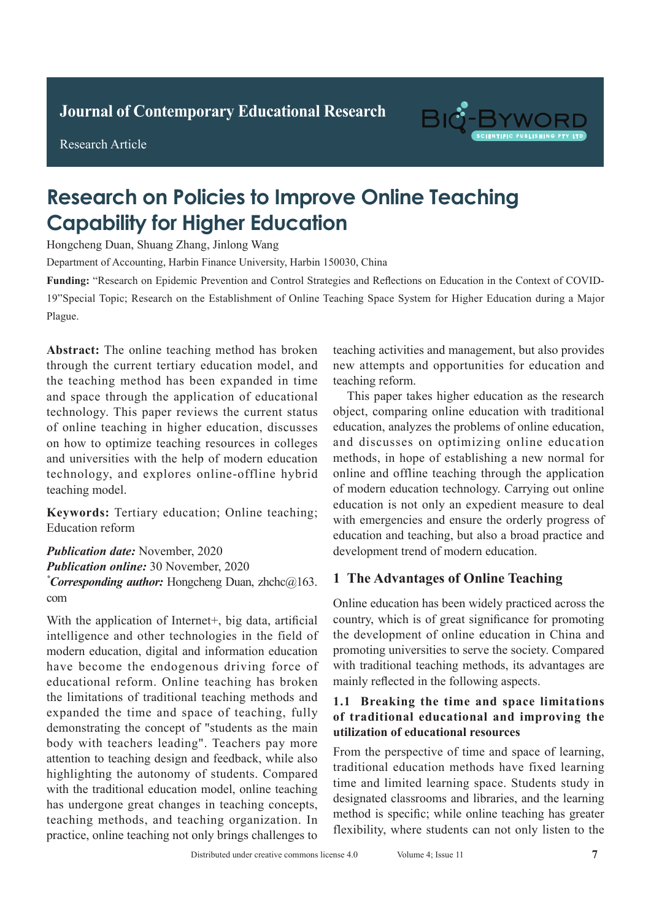Journal of Contemporary Educational Research

Research Article

# Research on Policies to Improve Online Teaching Capability for Higher Education

Hongcheng Duan, Shuang Zhang, Jinlong Wang

Department of Accounting, Harbin Finance University, Harbin 150030, China

**Funding:** "Research on Epidemic Prevention and Control Strategies and Reflections on Education in the Context of COVID-19"Special Topic; Research on the Establishment of Online Teaching Space System for Higher Education during a Major Plague.

**Abstract:** The online teaching method has broken through the current tertiary education model, and the teaching method has been expanded in time and space through the application of educational technology. This paper reviews the current status of online teaching in higher education, discusses on how to optimize teaching resources in colleges and universities with the help of modern education technology, and explores online-offline hybrid teaching model.

**Keywords:** Tertiary education; Online teaching; Education reform

***Publication date:*** November, 2020
***Publication online:*** 30 November, 2020
**\*Corresponding author:** Hongcheng Duan, zhchc@163.com

With the application of Internet+, big data, artificial intelligence and other technologies in the field of modern education, digital and information education have become the endogenous driving force of educational reform. Online teaching has broken the limitations of traditional teaching methods and expanded the time and space of teaching, fully demonstrating the concept of "students as the main body with teachers leading". Teachers pay more attention to teaching design and feedback, while also highlighting the autonomy of students. Compared with the traditional education model, online teaching has undergone great changes in teaching concepts, teaching methods, and teaching organization. In practice, online teaching not only brings challenges to teaching activities and management, but also provides new attempts and opportunities for education and teaching reform.

This paper takes higher education as the research object, comparing online education with traditional education, analyzes the problems of online education, and discusses on optimizing online education methods, in hope of establishing a new normal for online and offline teaching through the application of modern education technology. Carrying out online education is not only an expedient measure to deal with emergencies and ensure the orderly progress of education and teaching, but also a broad practice and development trend of modern education.

## 1 The Advantages of Online Teaching

Online education has been widely practiced across the country, which is of great significance for promoting the development of online education in China and promoting universities to serve the society. Compared with traditional teaching methods, its advantages are mainly reflected in the following aspects.

### 1.1 Breaking the time and space limitations of traditional educational and improving the utilization of educational resources

From the perspective of time and space of learning, traditional education methods have fixed learning time and limited learning space. Students study in designated classrooms and libraries, and the learning method is specific; while online teaching has greater flexibility, where students can not only listen to the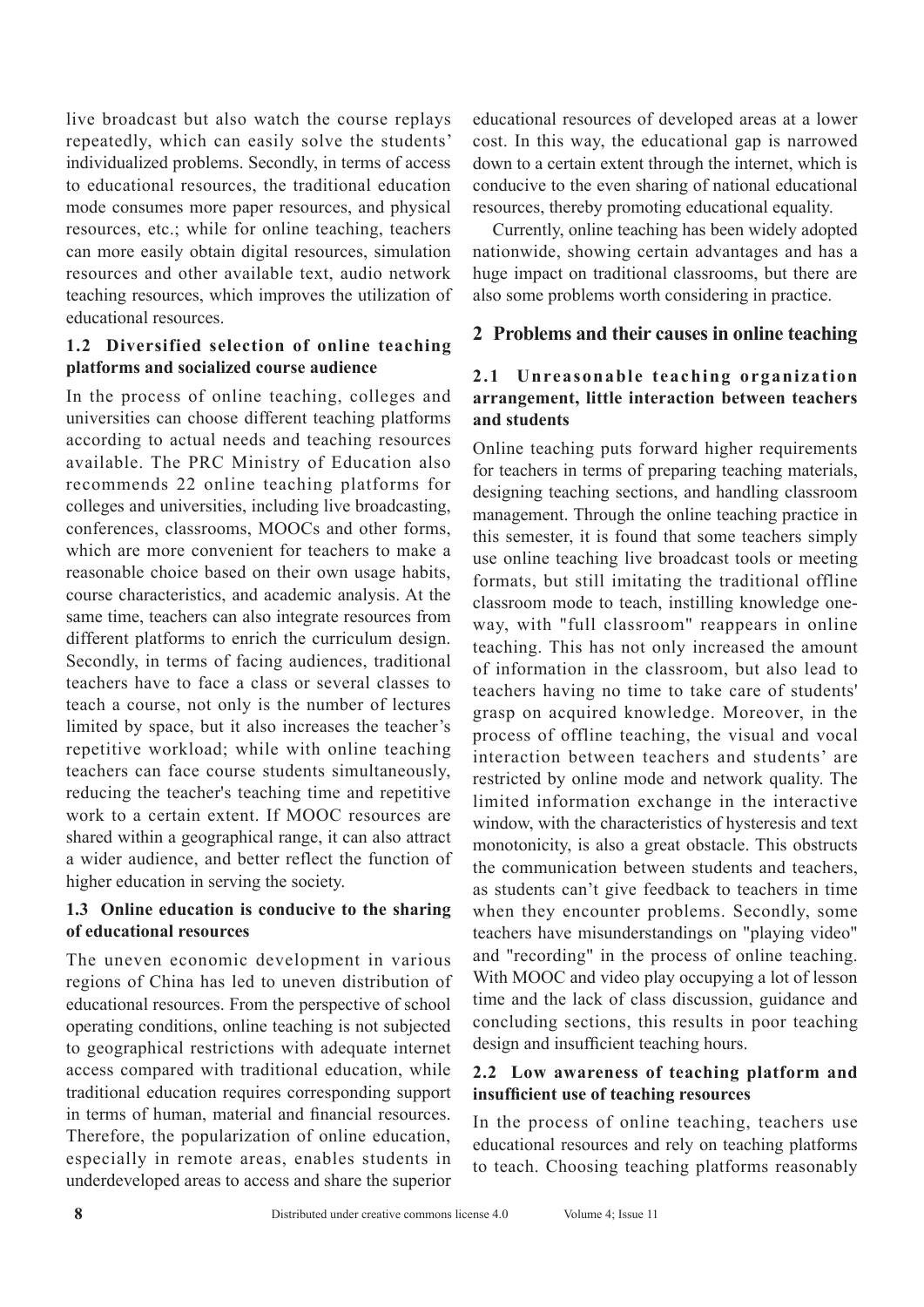live broadcast but also watch the course replays repeatedly, which can easily solve the students' individualized problems. Secondly, in terms of access to educational resources, the traditional education mode consumes more paper resources, and physical resources, etc.; while for online teaching, teachers can more easily obtain digital resources, simulation resources and other available text, audio network teaching resources, which improves the utilization of educational resources.

### 1.2 Diversified selection of online teaching platforms and socialized course audience

In the process of online teaching, colleges and universities can choose different teaching platforms according to actual needs and teaching resources available. The PRC Ministry of Education also recommends 22 online teaching platforms for colleges and universities, including live broadcasting, conferences, classrooms, MOOCs and other forms, which are more convenient for teachers to make a reasonable choice based on their own usage habits, course characteristics, and academic analysis. At the same time, teachers can also integrate resources from different platforms to enrich the curriculum design. Secondly, in terms of facing audiences, traditional teachers have to face a class or several classes to teach a course, not only is the number of lectures limited by space, but it also increases the teacher's repetitive workload; while with online teaching teachers can face course students simultaneously, reducing the teacher's teaching time and repetitive work to a certain extent. If MOOC resources are shared within a geographical range, it can also attract a wider audience, and better reflect the function of higher education in serving the society.

### 1.3 Online education is conducive to the sharing of educational resources

The uneven economic development in various regions of China has led to uneven distribution of educational resources. From the perspective of school operating conditions, online teaching is not subjected to geographical restrictions with adequate internet access compared with traditional education, while traditional education requires corresponding support in terms of human, material and financial resources. Therefore, the popularization of online education, especially in remote areas, enables students in underdeveloped areas to access and share the superior educational resources of developed areas at a lower cost. In this way, the educational gap is narrowed down to a certain extent through the internet, which is conducive to the even sharing of national educational resources, thereby promoting educational equality.

Currently, online teaching has been widely adopted nationwide, showing certain advantages and has a huge impact on traditional classrooms, but there are also some problems worth considering in practice.

## 2 Problems and their causes in online teaching

### 2.1 Unreasonable teaching organization arrangement, little interaction between teachers and students

Online teaching puts forward higher requirements for teachers in terms of preparing teaching materials, designing teaching sections, and handling classroom management. Through the online teaching practice in this semester, it is found that some teachers simply use online teaching live broadcast tools or meeting formats, but still imitating the traditional offline classroom mode to teach, instilling knowledge one-way, with "full classroom" reappears in online teaching. This has not only increased the amount of information in the classroom, but also lead to teachers having no time to take care of students' grasp on acquired knowledge. Moreover, in the process of offline teaching, the visual and vocal interaction between teachers and students' are restricted by online mode and network quality. The limited information exchange in the interactive window, with the characteristics of hysteresis and text monotonicity, is also a great obstacle. This obstructs the communication between students and teachers, as students can't give feedback to teachers in time when they encounter problems. Secondly, some teachers have misunderstandings on "playing video" and "recording" in the process of online teaching. With MOOC and video play occupying a lot of lesson time and the lack of class discussion, guidance and concluding sections, this results in poor teaching design and insufficient teaching hours.

### 2.2 Low awareness of teaching platform and insufficient use of teaching resources

In the process of online teaching, teachers use educational resources and rely on teaching platforms to teach. Choosing teaching platforms reasonably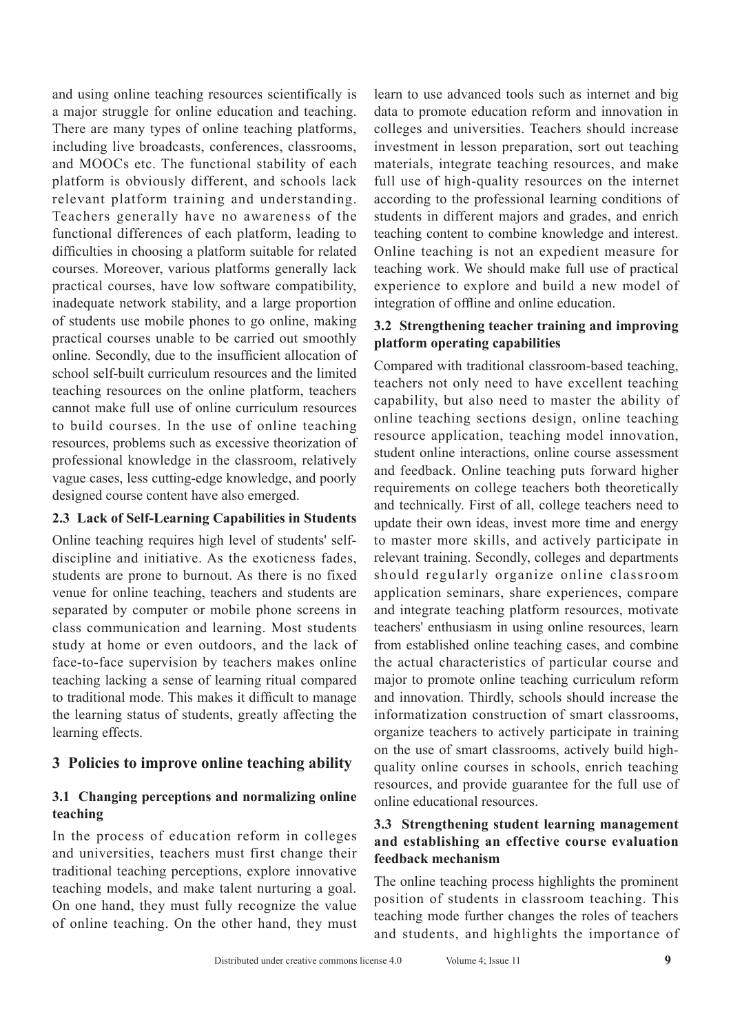and using online teaching resources scientifically is a major struggle for online education and teaching. There are many types of online teaching platforms, including live broadcasts, conferences, classrooms, and MOOCs etc. The functional stability of each platform is obviously different, and schools lack relevant platform training and understanding. Teachers generally have no awareness of the functional differences of each platform, leading to difficulties in choosing a platform suitable for related courses. Moreover, various platforms generally lack practical courses, have low software compatibility, inadequate network stability, and a large proportion of students use mobile phones to go online, making practical courses unable to be carried out smoothly online. Secondly, due to the insufficient allocation of school self-built curriculum resources and the limited teaching resources on the online platform, teachers cannot make full use of online curriculum resources to build courses. In the use of online teaching resources, problems such as excessive theorization of professional knowledge in the classroom, relatively vague cases, less cutting-edge knowledge, and poorly designed course content have also emerged.

### 2.3 Lack of Self-Learning Capabilities in Students

Online teaching requires high level of students' self-discipline and initiative. As the exoticness fades, students are prone to burnout. As there is no fixed venue for online teaching, teachers and students are separated by computer or mobile phone screens in class communication and learning. Most students study at home or even outdoors, and the lack of face-to-face supervision by teachers makes online teaching lacking a sense of learning ritual compared to traditional mode. This makes it difficult to manage the learning status of students, greatly affecting the learning effects.

## 3 Policies to improve online teaching ability

### 3.1 Changing perceptions and normalizing online teaching

In the process of education reform in colleges and universities, teachers must first change their traditional teaching perceptions, explore innovative teaching models, and make talent nurturing a goal. On one hand, they must fully recognize the value of online teaching. On the other hand, they must learn to use advanced tools such as internet and big data to promote education reform and innovation in colleges and universities. Teachers should increase investment in lesson preparation, sort out teaching materials, integrate teaching resources, and make full use of high-quality resources on the internet according to the professional learning conditions of students in different majors and grades, and enrich teaching content to combine knowledge and interest. Online teaching is not an expedient measure for teaching work. We should make full use of practical experience to explore and build a new model of integration of offline and online education.

### 3.2 Strengthening teacher training and improving platform operating capabilities

Compared with traditional classroom-based teaching, teachers not only need to have excellent teaching capability, but also need to master the ability of online teaching sections design, online teaching resource application, teaching model innovation, student online interactions, online course assessment and feedback. Online teaching puts forward higher requirements on college teachers both theoretically and technically. First of all, college teachers need to update their own ideas, invest more time and energy to master more skills, and actively participate in relevant training. Secondly, colleges and departments should regularly organize online classroom application seminars, share experiences, compare and integrate teaching platform resources, motivate teachers' enthusiasm in using online resources, learn from established online teaching cases, and combine the actual characteristics of particular course and major to promote online teaching curriculum reform and innovation. Thirdly, schools should increase the informatization construction of smart classrooms, organize teachers to actively participate in training on the use of smart classrooms, actively build high-quality online courses in schools, enrich teaching resources, and provide guarantee for the full use of online educational resources.

### 3.3 Strengthening student learning management and establishing an effective course evaluation feedback mechanism

The online teaching process highlights the prominent position of students in classroom teaching. This teaching mode further changes the roles of teachers and students, and highlights the importance of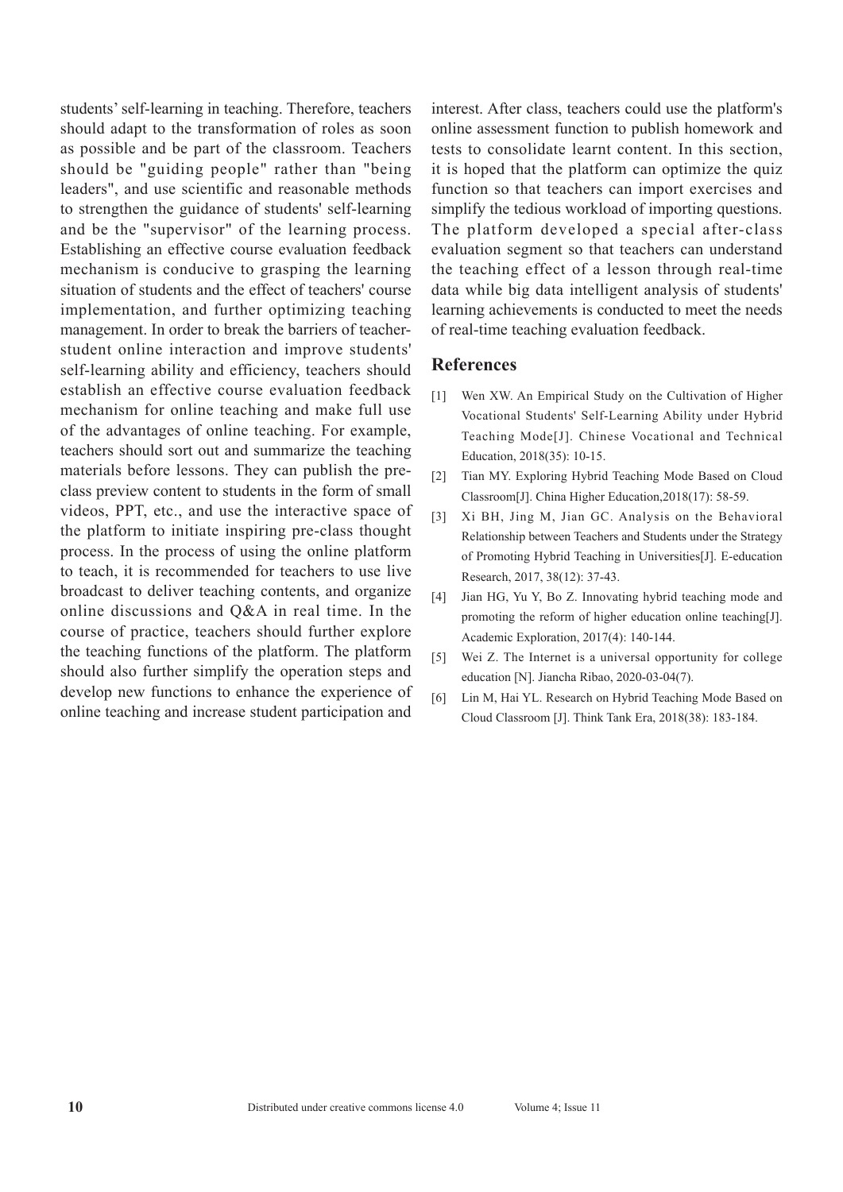students' self-learning in teaching. Therefore, teachers should adapt to the transformation of roles as soon as possible and be part of the classroom. Teachers should be "guiding people" rather than "being leaders", and use scientific and reasonable methods to strengthen the guidance of students' self-learning and be the "supervisor" of the learning process. Establishing an effective course evaluation feedback mechanism is conducive to grasping the learning situation of students and the effect of teachers' course implementation, and further optimizing teaching management. In order to break the barriers of teacher-student online interaction and improve students' self-learning ability and efficiency, teachers should establish an effective course evaluation feedback mechanism for online teaching and make full use of the advantages of online teaching. For example, teachers should sort out and summarize the teaching materials before lessons. They can publish the pre-class preview content to students in the form of small videos, PPT, etc., and use the interactive space of the platform to initiate inspiring pre-class thought process. In the process of using the online platform to teach, it is recommended for teachers to use live broadcast to deliver teaching contents, and organize online discussions and Q&A in real time. In the course of practice, teachers should further explore the teaching functions of the platform. The platform should also further simplify the operation steps and develop new functions to enhance the experience of online teaching and increase student participation and interest. After class, teachers could use the platform's online assessment function to publish homework and tests to consolidate learnt content. In this section, it is hoped that the platform can optimize the quiz function so that teachers can import exercises and simplify the tedious workload of importing questions. The platform developed a special after-class evaluation segment so that teachers can understand the teaching effect of a lesson through real-time data while big data intelligent analysis of students' learning achievements is conducted to meet the needs of real-time teaching evaluation feedback.

## References

[1] Wen XW. An Empirical Study on the Cultivation of Higher Vocational Students' Self-Learning Ability under Hybrid Teaching Mode[J]. Chinese Vocational and Technical Education, 2018(35): 10-15.

[2] Tian MY. Exploring Hybrid Teaching Mode Based on Cloud Classroom[J]. China Higher Education,2018(17): 58-59.

[3] Xi BH, Jing M, Jian GC. Analysis on the Behavioral Relationship between Teachers and Students under the Strategy of Promoting Hybrid Teaching in Universities[J]. E-education Research, 2017, 38(12): 37-43.

[4] Jian HG, Yu Y, Bo Z. Innovating hybrid teaching mode and promoting the reform of higher education online teaching[J]. Academic Exploration, 2017(4): 140-144.

[5] Wei Z. The Internet is a universal opportunity for college education [N]. Jiancha Ribao, 2020-03-04(7).

[6] Lin M, Hai YL. Research on Hybrid Teaching Mode Based on Cloud Classroom [J]. Think Tank Era, 2018(38): 183-184.